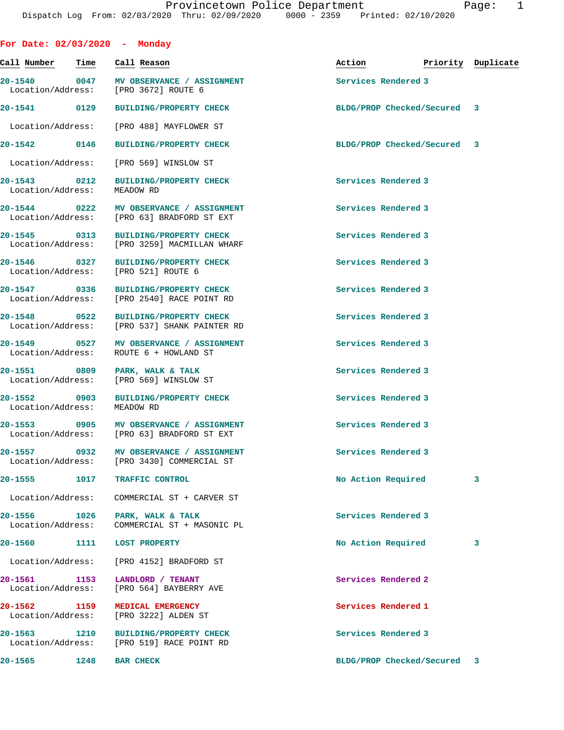Provincetown Police Department
Dispatch Log From: 02/03/2020 Thru: 02/09/2020 0000 - 2359 Printed: 02/10/2020

## For Date: 02/03/2020 - Monday

| Call Number | Time | Call Reason | Action | Priority | Duplicate |
|---|---|---|---|---|---|
| 20-1540 | 0047 | MV OBSERVANCE / ASSIGNMENT | Services Rendered | 3 | |
| Location/Address: | | [PRO 3672] ROUTE 6 | | | |
| 20-1541 | 0129 | BUILDING/PROPERTY CHECK | BLDG/PROP Checked/Secured | 3 | |
| Location/Address: | | [PRO 488] MAYFLOWER ST | | | |
| 20-1542 | 0146 | BUILDING/PROPERTY CHECK | BLDG/PROP Checked/Secured | 3 | |
| Location/Address: | | [PRO 569] WINSLOW ST | | | |
| 20-1543 | 0212 | BUILDING/PROPERTY CHECK | Services Rendered | 3 | |
| Location/Address: | | MEADOW RD | | | |
| 20-1544 | 0222 | MV OBSERVANCE / ASSIGNMENT | Services Rendered | 3 | |
| Location/Address: | | [PRO 63] BRADFORD ST EXT | | | |
| 20-1545 | 0313 | BUILDING/PROPERTY CHECK | Services Rendered | 3 | |
| Location/Address: | | [PRO 3259] MACMILLAN WHARF | | | |
| 20-1546 | 0327 | BUILDING/PROPERTY CHECK | Services Rendered | 3 | |
| Location/Address: | | [PRO 521] ROUTE 6 | | | |
| 20-1547 | 0336 | BUILDING/PROPERTY CHECK | Services Rendered | 3 | |
| Location/Address: | | [PRO 2540] RACE POINT RD | | | |
| 20-1548 | 0522 | BUILDING/PROPERTY CHECK | Services Rendered | 3 | |
| Location/Address: | | [PRO 537] SHANK PAINTER RD | | | |
| 20-1549 | 0527 | MV OBSERVANCE / ASSIGNMENT | Services Rendered | 3 | |
| Location/Address: | | ROUTE 6 + HOWLAND ST | | | |
| 20-1551 | 0809 | PARK, WALK & TALK | Services Rendered | 3 | |
| Location/Address: | | [PRO 569] WINSLOW ST | | | |
| 20-1552 | 0903 | BUILDING/PROPERTY CHECK | Services Rendered | 3 | |
| Location/Address: | | MEADOW RD | | | |
| 20-1553 | 0905 | MV OBSERVANCE / ASSIGNMENT | Services Rendered | 3 | |
| Location/Address: | | [PRO 63] BRADFORD ST EXT | | | |
| 20-1557 | 0932 | MV OBSERVANCE / ASSIGNMENT | Services Rendered | 3 | |
| Location/Address: | | [PRO 3430] COMMERCIAL ST | | | |
| 20-1555 | 1017 | TRAFFIC CONTROL | No Action Required | 3 | |
| Location/Address: | | COMMERCIAL ST + CARVER ST | | | |
| 20-1556 | 1026 | PARK, WALK & TALK | Services Rendered | 3 | |
| Location/Address: | | COMMERCIAL ST + MASONIC PL | | | |
| 20-1560 | 1111 | LOST PROPERTY | No Action Required | 3 | |
| Location/Address: | | [PRO 4152] BRADFORD ST | | | |
| 20-1561 | 1153 | LANDLORD / TENANT | Services Rendered | 2 | |
| Location/Address: | | [PRO 564] BAYBERRY AVE | | | |
| 20-1562 | 1159 | MEDICAL EMERGENCY | Services Rendered | 1 | |
| Location/Address: | | [PRO 3222] ALDEN ST | | | |
| 20-1563 | 1210 | BUILDING/PROPERTY CHECK | Services Rendered | 3 | |
| Location/Address: | | [PRO 519] RACE POINT RD | | | |
| 20-1565 | 1248 | BAR CHECK | BLDG/PROP Checked/Secured | 3 | |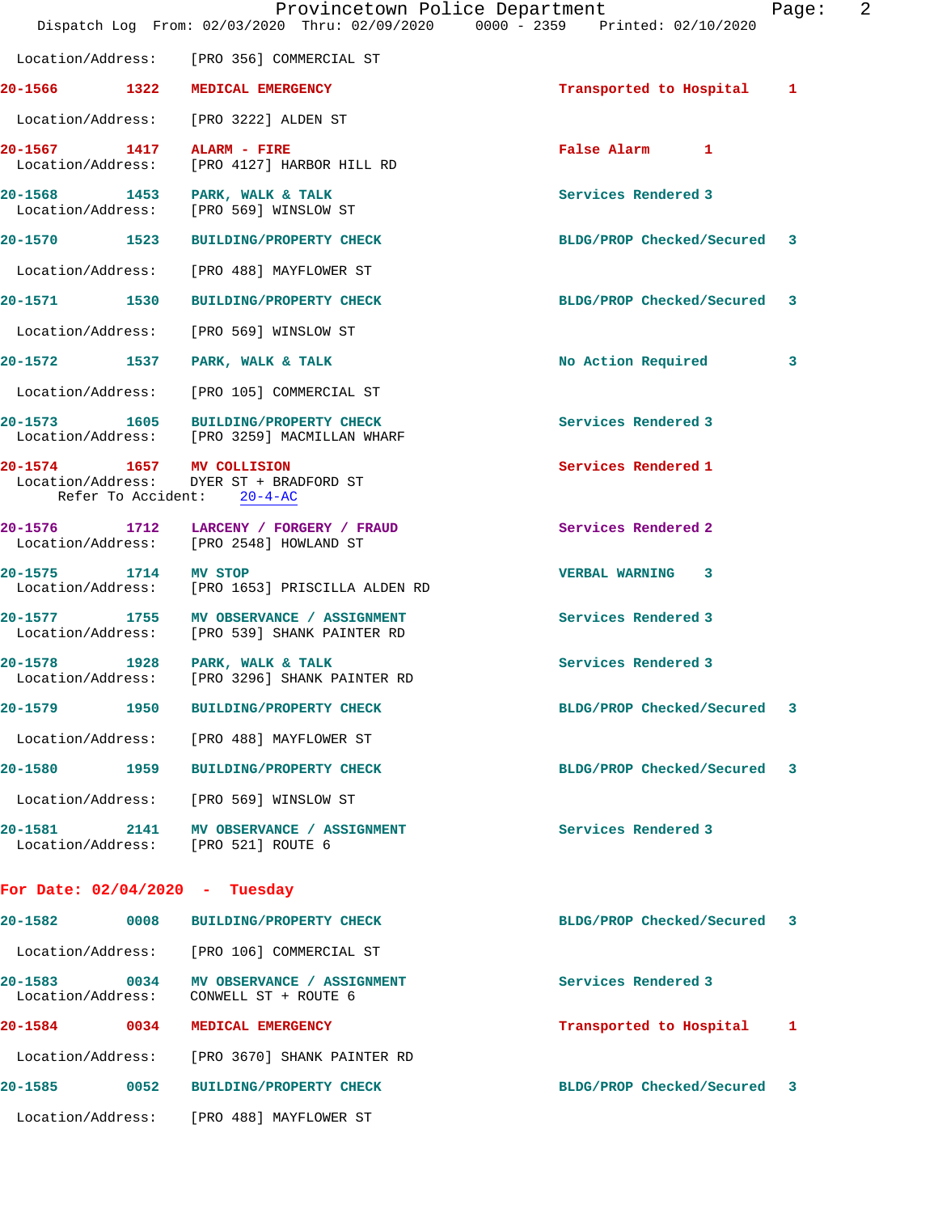Location/Address: [PRO 356] COMMERCIAL ST

**20-1566 1322 MEDICAL EMERGENCY** Transported to Hospital 1
Location/Address: [PRO 3222] ALDEN ST

**20-1567 1417 ALARM - FIRE** False Alarm 1
Location/Address: [PRO 4127] HARBOR HILL RD

**20-1568 1453 PARK, WALK & TALK** Services Rendered 3
Location/Address: [PRO 569] WINSLOW ST

**20-1570 1523 BUILDING/PROPERTY CHECK** BLDG/PROP Checked/Secured 3
Location/Address: [PRO 488] MAYFLOWER ST

**20-1571 1530 BUILDING/PROPERTY CHECK** BLDG/PROP Checked/Secured 3
Location/Address: [PRO 569] WINSLOW ST

**20-1572 1537 PARK, WALK & TALK** No Action Required 3
Location/Address: [PRO 105] COMMERCIAL ST

**20-1573 1605 BUILDING/PROPERTY CHECK** Services Rendered 3
Location/Address: [PRO 3259] MACMILLAN WHARF

**20-1574 1657 MV COLLISION** Services Rendered 1
Location/Address: DYER ST + BRADFORD ST
Refer To Accident: 20-4-AC

**20-1576 1712 LARCENY / FORGERY / FRAUD** Services Rendered 2
Location/Address: [PRO 2548] HOWLAND ST

**20-1575 1714 MV STOP** VERBAL WARNING 3
Location/Address: [PRO 1653] PRISCILLA ALDEN RD

**20-1577 1755 MV OBSERVANCE / ASSIGNMENT** Services Rendered 3
Location/Address: [PRO 539] SHANK PAINTER RD

**20-1578 1928 PARK, WALK & TALK** Services Rendered 3
Location/Address: [PRO 3296] SHANK PAINTER RD

**20-1579 1950 BUILDING/PROPERTY CHECK** BLDG/PROP Checked/Secured 3
Location/Address: [PRO 488] MAYFLOWER ST

**20-1580 1959 BUILDING/PROPERTY CHECK** BLDG/PROP Checked/Secured 3
Location/Address: [PRO 569] WINSLOW ST

**20-1581 2141 MV OBSERVANCE / ASSIGNMENT** Services Rendered 3
Location/Address: [PRO 521] ROUTE 6

## For Date: 02/04/2020 - Tuesday

**20-1582 0008 BUILDING/PROPERTY CHECK** BLDG/PROP Checked/Secured 3
Location/Address: [PRO 106] COMMERCIAL ST

**20-1583 0034 MV OBSERVANCE / ASSIGNMENT** Services Rendered 3
Location/Address: CONWELL ST + ROUTE 6

**20-1584 0034 MEDICAL EMERGENCY** Transported to Hospital 1
Location/Address: [PRO 3670] SHANK PAINTER RD

**20-1585 0052 BUILDING/PROPERTY CHECK** BLDG/PROP Checked/Secured 3
Location/Address: [PRO 488] MAYFLOWER ST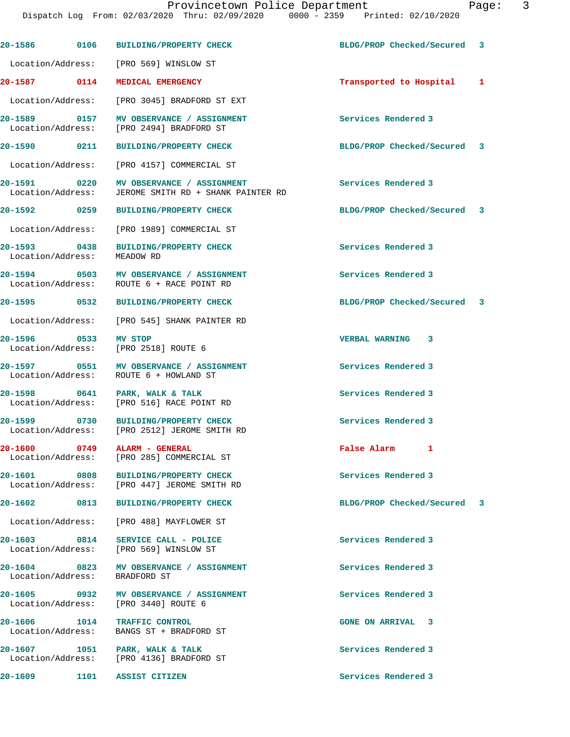20-1586 0106 BUILDING/PROPERTY CHECK BLDG/PROP Checked/Secured 3

Location/Address: [PRO 569] WINSLOW ST

20-1587 0114 MEDICAL EMERGENCY Transported to Hospital 1

Location/Address: [PRO 3045] BRADFORD ST EXT

20-1589 0157 MV OBSERVANCE / ASSIGNMENT Services Rendered 3
Location/Address: [PRO 2494] BRADFORD ST

20-1590 0211 BUILDING/PROPERTY CHECK BLDG/PROP Checked/Secured 3

Location/Address: [PRO 4157] COMMERCIAL ST

20-1591 0220 MV OBSERVANCE / ASSIGNMENT Services Rendered 3
Location/Address: JEROME SMITH RD + SHANK PAINTER RD

20-1592 0259 BUILDING/PROPERTY CHECK BLDG/PROP Checked/Secured 3

Location/Address: [PRO 1989] COMMERCIAL ST

20-1593 0438 BUILDING/PROPERTY CHECK Services Rendered 3
Location/Address: MEADOW RD

20-1594 0503 MV OBSERVANCE / ASSIGNMENT Services Rendered 3
Location/Address: ROUTE 6 + RACE POINT RD

20-1595 0532 BUILDING/PROPERTY CHECK BLDG/PROP Checked/Secured 3

Location/Address: [PRO 545] SHANK PAINTER RD

20-1596 0533 MV STOP VERBAL WARNING 3
Location/Address: [PRO 2518] ROUTE 6

20-1597 0551 MV OBSERVANCE / ASSIGNMENT Services Rendered 3
Location/Address: ROUTE 6 + HOWLAND ST

20-1598 0641 PARK, WALK & TALK Services Rendered 3
Location/Address: [PRO 516] RACE POINT RD

20-1599 0730 BUILDING/PROPERTY CHECK Services Rendered 3
Location/Address: [PRO 2512] JEROME SMITH RD

20-1600 0749 ALARM - GENERAL False Alarm 1
Location/Address: [PRO 285] COMMERCIAL ST

20-1601 0808 BUILDING/PROPERTY CHECK Services Rendered 3
Location/Address: [PRO 447] JEROME SMITH RD

20-1602 0813 BUILDING/PROPERTY CHECK BLDG/PROP Checked/Secured 3

Location/Address: [PRO 488] MAYFLOWER ST

20-1603 0814 SERVICE CALL - POLICE Services Rendered 3
Location/Address: [PRO 569] WINSLOW ST

20-1604 0823 MV OBSERVANCE / ASSIGNMENT Services Rendered 3
Location/Address: BRADFORD ST

20-1605 0932 MV OBSERVANCE / ASSIGNMENT Services Rendered 3
Location/Address: [PRO 3440] ROUTE 6

20-1606 1014 TRAFFIC CONTROL GONE ON ARRIVAL 3
Location/Address: BANGS ST + BRADFORD ST

20-1607 1051 PARK, WALK & TALK Services Rendered 3
Location/Address: [PRO 4136] BRADFORD ST

20-1609 1101 ASSIST CITIZEN Services Rendered 3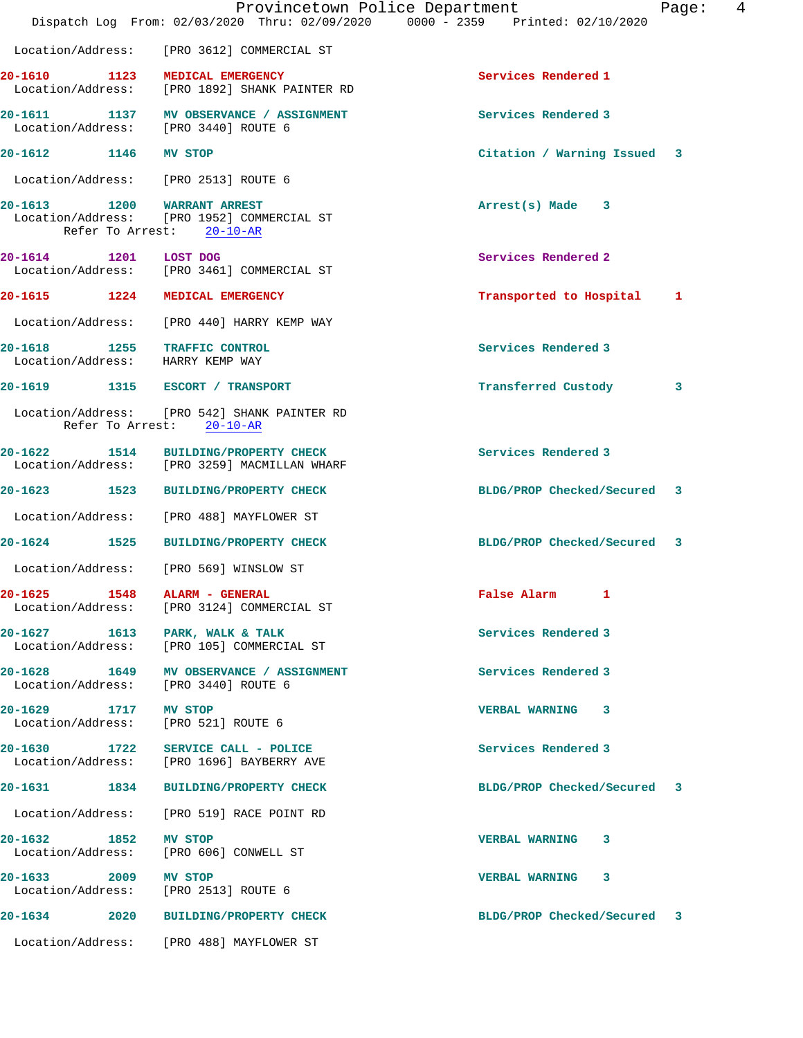Location/Address: [PRO 3612] COMMERCIAL ST

**20-1610 1123 MEDICAL EMERGENCY** Services Rendered 1
Location/Address: [PRO 1892] SHANK PAINTER RD

**20-1611 1137 MV OBSERVANCE / ASSIGNMENT** Services Rendered 3
Location/Address: [PRO 3440] ROUTE 6

**20-1612 1146 MV STOP** Citation / Warning Issued 3
Location/Address: [PRO 2513] ROUTE 6

**20-1613 1200 WARRANT ARREST** Arrest(s) Made 3
Location/Address: [PRO 1952] COMMERCIAL ST
Refer To Arrest: 20-10-AR

**20-1614 1201 LOST DOG** Services Rendered 2
Location/Address: [PRO 3461] COMMERCIAL ST

**20-1615 1224 MEDICAL EMERGENCY** Transported to Hospital 1
Location/Address: [PRO 440] HARRY KEMP WAY

**20-1618 1255 TRAFFIC CONTROL** Services Rendered 3
Location/Address: HARRY KEMP WAY

**20-1619 1315 ESCORT / TRANSPORT** Transferred Custody 3
Location/Address: [PRO 542] SHANK PAINTER RD
Refer To Arrest: 20-10-AR

**20-1622 1514 BUILDING/PROPERTY CHECK** Services Rendered 3
Location/Address: [PRO 3259] MACMILLAN WHARF

**20-1623 1523 BUILDING/PROPERTY CHECK** BLDG/PROP Checked/Secured 3
Location/Address: [PRO 488] MAYFLOWER ST

**20-1624 1525 BUILDING/PROPERTY CHECK** BLDG/PROP Checked/Secured 3
Location/Address: [PRO 569] WINSLOW ST

**20-1625 1548 ALARM - GENERAL** False Alarm 1
Location/Address: [PRO 3124] COMMERCIAL ST

**20-1627 1613 PARK, WALK & TALK** Services Rendered 3
Location/Address: [PRO 105] COMMERCIAL ST

**20-1628 1649 MV OBSERVANCE / ASSIGNMENT** Services Rendered 3
Location/Address: [PRO 3440] ROUTE 6

**20-1629 1717 MV STOP** VERBAL WARNING 3
Location/Address: [PRO 521] ROUTE 6

**20-1630 1722 SERVICE CALL - POLICE** Services Rendered 3
Location/Address: [PRO 1696] BAYBERRY AVE

**20-1631 1834 BUILDING/PROPERTY CHECK** BLDG/PROP Checked/Secured 3
Location/Address: [PRO 519] RACE POINT RD

**20-1632 1852 MV STOP** VERBAL WARNING 3
Location/Address: [PRO 606] CONWELL ST

**20-1633 2009 MV STOP** VERBAL WARNING 3
Location/Address: [PRO 2513] ROUTE 6

**20-1634 2020 BUILDING/PROPERTY CHECK** BLDG/PROP Checked/Secured 3
Location/Address: [PRO 488] MAYFLOWER ST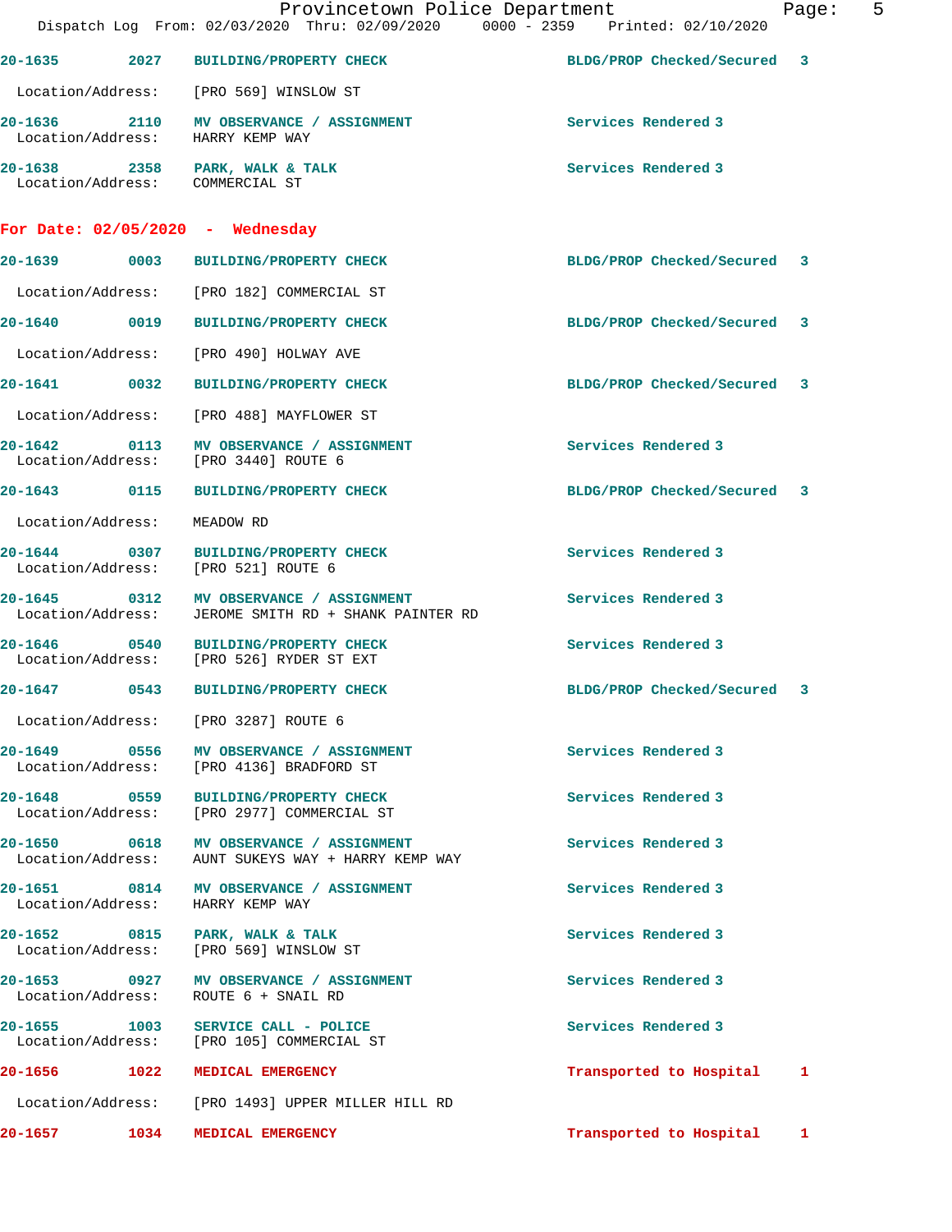20-1635 2027 BUILDING/PROPERTY CHECK BLDG/PROP Checked/Secured 3

Location/Address: [PRO 569] WINSLOW ST

20-1636 2110 MV OBSERVANCE / ASSIGNMENT Services Rendered 3
Location/Address: HARRY KEMP WAY

20-1638 2358 PARK, WALK & TALK Services Rendered 3
Location/Address: COMMERCIAL ST

## For Date: 02/05/2020 - Wednesday

20-1639 0003 BUILDING/PROPERTY CHECK BLDG/PROP Checked/Secured 3

Location/Address: [PRO 182] COMMERCIAL ST

20-1640 0019 BUILDING/PROPERTY CHECK BLDG/PROP Checked/Secured 3

Location/Address: [PRO 490] HOLWAY AVE

20-1641 0032 BUILDING/PROPERTY CHECK BLDG/PROP Checked/Secured 3

Location/Address: [PRO 488] MAYFLOWER ST

20-1642 0113 MV OBSERVANCE / ASSIGNMENT Services Rendered 3
Location/Address: [PRO 3440] ROUTE 6

20-1643 0115 BUILDING/PROPERTY CHECK BLDG/PROP Checked/Secured 3

Location/Address: MEADOW RD

20-1644 0307 BUILDING/PROPERTY CHECK Services Rendered 3
Location/Address: [PRO 521] ROUTE 6

20-1645 0312 MV OBSERVANCE / ASSIGNMENT Services Rendered 3
Location/Address: JEROME SMITH RD + SHANK PAINTER RD

20-1646 0540 BUILDING/PROPERTY CHECK Services Rendered 3
Location/Address: [PRO 526] RYDER ST EXT

20-1647 0543 BUILDING/PROPERTY CHECK BLDG/PROP Checked/Secured 3

Location/Address: [PRO 3287] ROUTE 6

20-1649 0556 MV OBSERVANCE / ASSIGNMENT Services Rendered 3
Location/Address: [PRO 4136] BRADFORD ST

20-1648 0559 BUILDING/PROPERTY CHECK Services Rendered 3
Location/Address: [PRO 2977] COMMERCIAL ST

20-1650 0618 MV OBSERVANCE / ASSIGNMENT Services Rendered 3
Location/Address: AUNT SUKEYS WAY + HARRY KEMP WAY

20-1651 0814 MV OBSERVANCE / ASSIGNMENT Services Rendered 3
Location/Address: HARRY KEMP WAY

20-1652 0815 PARK, WALK & TALK Services Rendered 3
Location/Address: [PRO 569] WINSLOW ST

20-1653 0927 MV OBSERVANCE / ASSIGNMENT Services Rendered 3
Location/Address: ROUTE 6 + SNAIL RD

20-1655 1003 SERVICE CALL - POLICE Services Rendered 3
Location/Address: [PRO 105] COMMERCIAL ST

20-1656 1022 MEDICAL EMERGENCY Transported to Hospital 1

Location/Address: [PRO 1493] UPPER MILLER HILL RD

20-1657 1034 MEDICAL EMERGENCY Transported to Hospital 1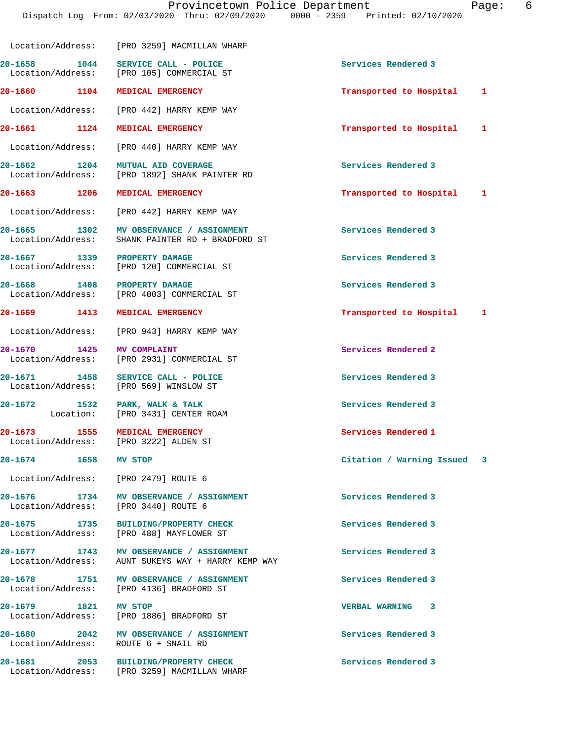Location/Address: [PRO 3259] MACMILLAN WHARF

| Call # | Time | Call Type | Disposition |
|---|---|---|---|
| 20-1658 | 1044 | SERVICE CALL - POLICE | Services Rendered 3 |
| | | Location/Address: [PRO 105] COMMERCIAL ST | |
| 20-1660 | 1104 | MEDICAL EMERGENCY | Transported to Hospital 1 |
| | | Location/Address: [PRO 442] HARRY KEMP WAY | |
| 20-1661 | 1124 | MEDICAL EMERGENCY | Transported to Hospital 1 |
| | | Location/Address: [PRO 440] HARRY KEMP WAY | |
| 20-1662 | 1204 | MUTUAL AID COVERAGE | Services Rendered 3 |
| | | Location/Address: [PRO 1892] SHANK PAINTER RD | |
| 20-1663 | 1206 | MEDICAL EMERGENCY | Transported to Hospital 1 |
| | | Location/Address: [PRO 442] HARRY KEMP WAY | |
| 20-1665 | 1302 | MV OBSERVANCE / ASSIGNMENT | Services Rendered 3 |
| | | Location/Address: SHANK PAINTER RD + BRADFORD ST | |
| 20-1667 | 1339 | PROPERTY DAMAGE | Services Rendered 3 |
| | | Location/Address: [PRO 120] COMMERCIAL ST | |
| 20-1668 | 1408 | PROPERTY DAMAGE | Services Rendered 3 |
| | | Location/Address: [PRO 4003] COMMERCIAL ST | |
| 20-1669 | 1413 | MEDICAL EMERGENCY | Transported to Hospital 1 |
| | | Location/Address: [PRO 943] HARRY KEMP WAY | |
| 20-1670 | 1425 | MV COMPLAINT | Services Rendered 2 |
| | | Location/Address: [PRO 2931] COMMERCIAL ST | |
| 20-1671 | 1458 | SERVICE CALL - POLICE | Services Rendered 3 |
| | | Location/Address: [PRO 569] WINSLOW ST | |
| 20-1672 | 1532 | PARK, WALK & TALK | Services Rendered 3 |
| | | Location: [PRO 3431] CENTER ROAM | |
| 20-1673 | 1555 | MEDICAL EMERGENCY | Services Rendered 1 |
| | | Location/Address: [PRO 3222] ALDEN ST | |
| 20-1674 | 1658 | MV STOP | Citation / Warning Issued 3 |
| | | Location/Address: [PRO 2479] ROUTE 6 | |
| 20-1676 | 1734 | MV OBSERVANCE / ASSIGNMENT | Services Rendered 3 |
| | | Location/Address: [PRO 3440] ROUTE 6 | |
| 20-1675 | 1735 | BUILDING/PROPERTY CHECK | Services Rendered 3 |
| | | Location/Address: [PRO 488] MAYFLOWER ST | |
| 20-1677 | 1743 | MV OBSERVANCE / ASSIGNMENT | Services Rendered 3 |
| | | Location/Address: AUNT SUKEYS WAY + HARRY KEMP WAY | |
| 20-1678 | 1751 | MV OBSERVANCE / ASSIGNMENT | Services Rendered 3 |
| | | Location/Address: [PRO 4136] BRADFORD ST | |
| 20-1679 | 1821 | MV STOP | VERBAL WARNING 3 |
| | | Location/Address: [PRO 1886] BRADFORD ST | |
| 20-1680 | 2042 | MV OBSERVANCE / ASSIGNMENT | Services Rendered 3 |
| | | Location/Address: ROUTE 6 + SNAIL RD | |
| 20-1681 | 2053 | BUILDING/PROPERTY CHECK | Services Rendered 3 |
| | | Location/Address: [PRO 3259] MACMILLAN WHARF | |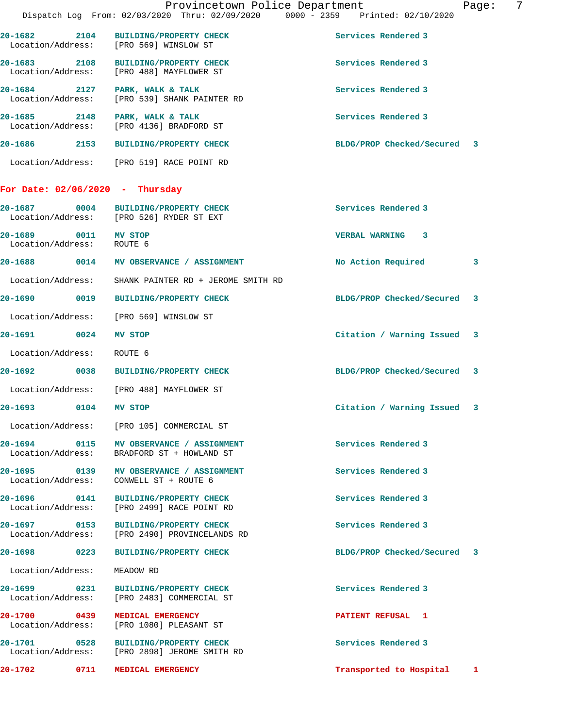| Call # | Time | Call Reason | Action | Priority |
|---|---|---|---|---|
| 20-1682 | 2104 | BUILDING/PROPERTY CHECK | Services Rendered | 3 |
| | | Location/Address: [PRO 569] WINSLOW ST | | |
| 20-1683 | 2108 | BUILDING/PROPERTY CHECK | Services Rendered | 3 |
| | | Location/Address: [PRO 488] MAYFLOWER ST | | |
| 20-1684 | 2127 | PARK, WALK & TALK | Services Rendered | 3 |
| | | Location/Address: [PRO 539] SHANK PAINTER RD | | |
| 20-1685 | 2148 | PARK, WALK & TALK | Services Rendered | 3 |
| | | Location/Address: [PRO 4136] BRADFORD ST | | |
| 20-1686 | 2153 | BUILDING/PROPERTY CHECK | BLDG/PROP Checked/Secured | 3 |
| | | Location/Address: [PRO 519] RACE POINT RD | | |

**For Date: 02/06/2020 - Thursday**

| Call # | Time | Call Reason | Action | Priority |
|---|---|---|---|---|
| 20-1687 | 0004 | BUILDING/PROPERTY CHECK | Services Rendered | 3 |
| | | Location/Address: [PRO 526] RYDER ST EXT | | |
| 20-1689 | 0011 | MV STOP | VERBAL WARNING | 3 |
| | | Location/Address: ROUTE 6 | | |
| 20-1688 | 0014 | MV OBSERVANCE / ASSIGNMENT | No Action Required | 3 |
| | | Location/Address: SHANK PAINTER RD + JEROME SMITH RD | | |
| 20-1690 | 0019 | BUILDING/PROPERTY CHECK | BLDG/PROP Checked/Secured | 3 |
| | | Location/Address: [PRO 569] WINSLOW ST | | |
| 20-1691 | 0024 | MV STOP | Citation / Warning Issued | 3 |
| | | Location/Address: ROUTE 6 | | |
| 20-1692 | 0038 | BUILDING/PROPERTY CHECK | BLDG/PROP Checked/Secured | 3 |
| | | Location/Address: [PRO 488] MAYFLOWER ST | | |
| 20-1693 | 0104 | MV STOP | Citation / Warning Issued | 3 |
| | | Location/Address: [PRO 105] COMMERCIAL ST | | |
| 20-1694 | 0115 | MV OBSERVANCE / ASSIGNMENT | Services Rendered | 3 |
| | | Location/Address: BRADFORD ST + HOWLAND ST | | |
| 20-1695 | 0139 | MV OBSERVANCE / ASSIGNMENT | Services Rendered | 3 |
| | | Location/Address: CONWELL ST + ROUTE 6 | | |
| 20-1696 | 0141 | BUILDING/PROPERTY CHECK | Services Rendered | 3 |
| | | Location/Address: [PRO 2499] RACE POINT RD | | |
| 20-1697 | 0153 | BUILDING/PROPERTY CHECK | Services Rendered | 3 |
| | | Location/Address: [PRO 2490] PROVINCELANDS RD | | |
| 20-1698 | 0223 | BUILDING/PROPERTY CHECK | BLDG/PROP Checked/Secured | 3 |
| | | Location/Address: MEADOW RD | | |
| 20-1699 | 0231 | BUILDING/PROPERTY CHECK | Services Rendered | 3 |
| | | Location/Address: [PRO 2483] COMMERCIAL ST | | |
| 20-1700 | 0439 | MEDICAL EMERGENCY | PATIENT REFUSAL | 1 |
| | | Location/Address: [PRO 1080] PLEASANT ST | | |
| 20-1701 | 0528 | BUILDING/PROPERTY CHECK | Services Rendered | 3 |
| | | Location/Address: [PRO 2898] JEROME SMITH RD | | |
| 20-1702 | 0711 | MEDICAL EMERGENCY | Transported to Hospital | 1 |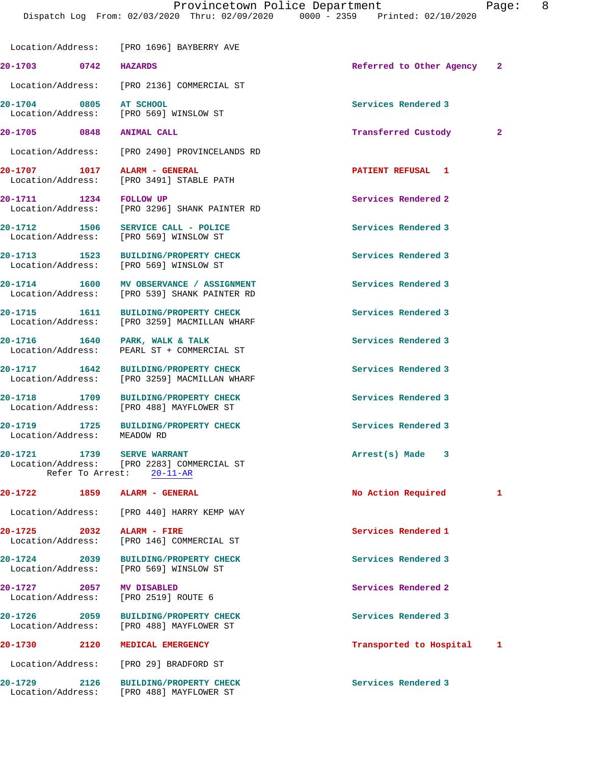Location/Address: [PRO 1696] BAYBERRY AVE

**20-1703 0742 HAZARDS** Referred to Other Agency 2
Location/Address: [PRO 2136] COMMERCIAL ST

**20-1704 0805 AT SCHOOL** Services Rendered 3
Location/Address: [PRO 569] WINSLOW ST

**20-1705 0848 ANIMAL CALL** Transferred Custody 2
Location/Address: [PRO 2490] PROVINCELANDS RD

**20-1707 1017 ALARM - GENERAL** PATIENT REFUSAL 1
Location/Address: [PRO 3491] STABLE PATH

**20-1711 1234 FOLLOW UP** Services Rendered 2
Location/Address: [PRO 3296] SHANK PAINTER RD

**20-1712 1506 SERVICE CALL - POLICE** Services Rendered 3
Location/Address: [PRO 569] WINSLOW ST

**20-1713 1523 BUILDING/PROPERTY CHECK** Services Rendered 3
Location/Address: [PRO 569] WINSLOW ST

**20-1714 1600 MV OBSERVANCE / ASSIGNMENT** Services Rendered 3
Location/Address: [PRO 539] SHANK PAINTER RD

**20-1715 1611 BUILDING/PROPERTY CHECK** Services Rendered 3
Location/Address: [PRO 3259] MACMILLAN WHARF

**20-1716 1640 PARK, WALK & TALK** Services Rendered 3
Location/Address: PEARL ST + COMMERCIAL ST

**20-1717 1642 BUILDING/PROPERTY CHECK** Services Rendered 3
Location/Address: [PRO 3259] MACMILLAN WHARF

**20-1718 1709 BUILDING/PROPERTY CHECK** Services Rendered 3
Location/Address: [PRO 488] MAYFLOWER ST

**20-1719 1725 BUILDING/PROPERTY CHECK** Services Rendered 3
Location/Address: MEADOW RD

**20-1721 1739 SERVE WARRANT** Arrest(s) Made 3
Location/Address: [PRO 2283] COMMERCIAL ST
Refer To Arrest: 20-11-AR

**20-1722 1859 ALARM - GENERAL** No Action Required 1
Location/Address: [PRO 440] HARRY KEMP WAY

**20-1725 2032 ALARM - FIRE** Services Rendered 1
Location/Address: [PRO 146] COMMERCIAL ST

**20-1724 2039 BUILDING/PROPERTY CHECK** Services Rendered 3
Location/Address: [PRO 569] WINSLOW ST

**20-1727 2057 MV DISABLED** Services Rendered 2
Location/Address: [PRO 2519] ROUTE 6

**20-1726 2059 BUILDING/PROPERTY CHECK** Services Rendered 3
Location/Address: [PRO 488] MAYFLOWER ST

**20-1730 2120 MEDICAL EMERGENCY** Transported to Hospital 1
Location/Address: [PRO 29] BRADFORD ST

**20-1729 2126 BUILDING/PROPERTY CHECK** Services Rendered 3
Location/Address: [PRO 488] MAYFLOWER ST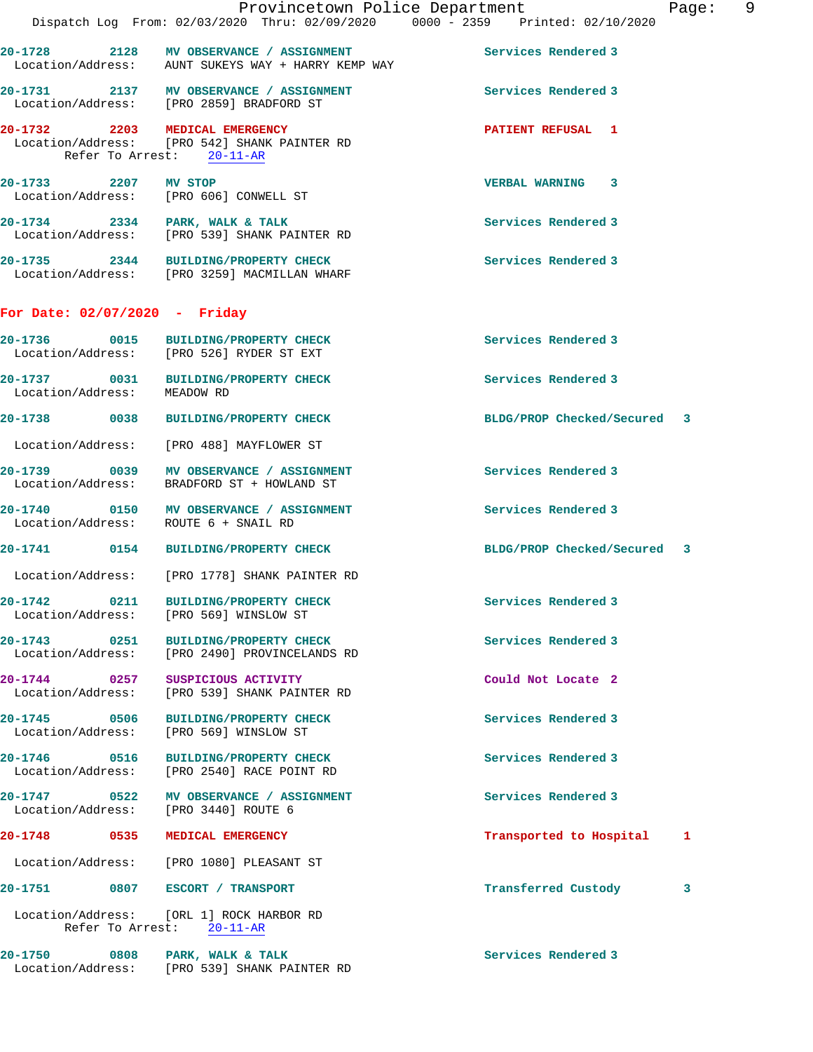20-1728 2128 **MV OBSERVANCE / ASSIGNMENT** Services Rendered 3
Location/Address: AUNT SUKEYS WAY + HARRY KEMP WAY

20-1731 2137 **MV OBSERVANCE / ASSIGNMENT** Services Rendered 3
Location/Address: [PRO 2859] BRADFORD ST

20-1732 2203 **MEDICAL EMERGENCY** PATIENT REFUSAL 1
Location/Address: [PRO 542] SHANK PAINTER RD
Refer To Arrest: 20-11-AR

20-1733 2207 **MV STOP** VERBAL WARNING 3
Location/Address: [PRO 606] CONWELL ST

20-1734 2334 **PARK, WALK & TALK** Services Rendered 3
Location/Address: [PRO 539] SHANK PAINTER RD

20-1735 2344 **BUILDING/PROPERTY CHECK** Services Rendered 3
Location/Address: [PRO 3259] MACMILLAN WHARF

## For Date: 02/07/2020 - Friday

20-1736 0015 **BUILDING/PROPERTY CHECK** Services Rendered 3
Location/Address: [PRO 526] RYDER ST EXT

20-1737 0031 **BUILDING/PROPERTY CHECK** Services Rendered 3
Location/Address: MEADOW RD

20-1738 0038 **BUILDING/PROPERTY CHECK** BLDG/PROP Checked/Secured 3
Location/Address: [PRO 488] MAYFLOWER ST

20-1739 0039 **MV OBSERVANCE / ASSIGNMENT** Services Rendered 3
Location/Address: BRADFORD ST + HOWLAND ST

20-1740 0150 **MV OBSERVANCE / ASSIGNMENT** Services Rendered 3
Location/Address: ROUTE 6 + SNAIL RD

20-1741 0154 **BUILDING/PROPERTY CHECK** BLDG/PROP Checked/Secured 3
Location/Address: [PRO 1778] SHANK PAINTER RD

20-1742 0211 **BUILDING/PROPERTY CHECK** Services Rendered 3
Location/Address: [PRO 569] WINSLOW ST

20-1743 0251 **BUILDING/PROPERTY CHECK** Services Rendered 3
Location/Address: [PRO 2490] PROVINCELANDS RD

20-1744 0257 **SUSPICIOUS ACTIVITY** Could Not Locate 2
Location/Address: [PRO 539] SHANK PAINTER RD

20-1745 0506 **BUILDING/PROPERTY CHECK** Services Rendered 3
Location/Address: [PRO 569] WINSLOW ST

20-1746 0516 **BUILDING/PROPERTY CHECK** Services Rendered 3
Location/Address: [PRO 2540] RACE POINT RD

20-1747 0522 **MV OBSERVANCE / ASSIGNMENT** Services Rendered 3
Location/Address: [PRO 3440] ROUTE 6

20-1748 0535 **MEDICAL EMERGENCY** Transported to Hospital 1
Location/Address: [PRO 1080] PLEASANT ST

20-1751 0807 **ESCORT / TRANSPORT** Transferred Custody 3
Location/Address: [ORL 1] ROCK HARBOR RD
Refer To Arrest: 20-11-AR

20-1750 0808 **PARK, WALK & TALK** Services Rendered 3
Location/Address: [PRO 539] SHANK PAINTER RD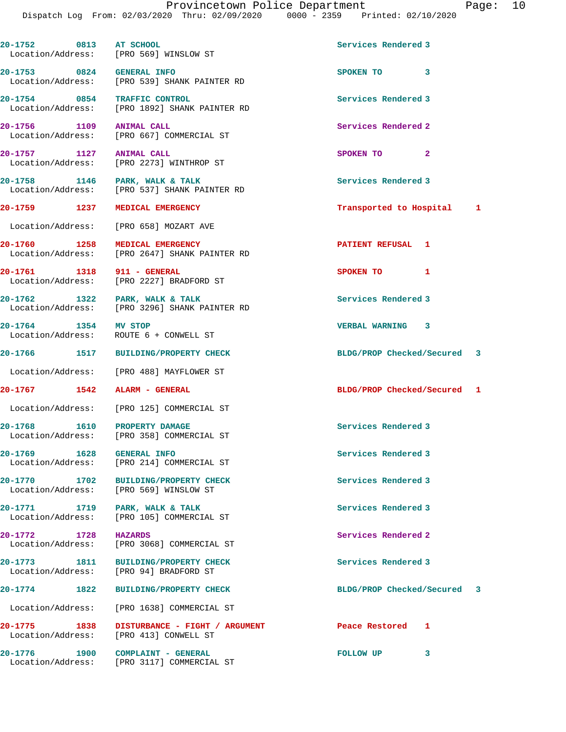20-1752 0813 AT SCHOOL Services Rendered 3
Location/Address: [PRO 569] WINSLOW ST

20-1753 0824 GENERAL INFO SPOKEN TO 3
Location/Address: [PRO 539] SHANK PAINTER RD

20-1754 0854 TRAFFIC CONTROL Services Rendered 3
Location/Address: [PRO 1892] SHANK PAINTER RD

20-1756 1109 ANIMAL CALL Services Rendered 2
Location/Address: [PRO 667] COMMERCIAL ST

20-1757 1127 ANIMAL CALL SPOKEN TO 2
Location/Address: [PRO 2273] WINTHROP ST

20-1758 1146 PARK, WALK & TALK Services Rendered 3
Location/Address: [PRO 537] SHANK PAINTER RD

20-1759 1237 MEDICAL EMERGENCY Transported to Hospital 1
Location/Address: [PRO 658] MOZART AVE

20-1760 1258 MEDICAL EMERGENCY PATIENT REFUSAL 1
Location/Address: [PRO 2647] SHANK PAINTER RD

20-1761 1318 911 - GENERAL SPOKEN TO 1
Location/Address: [PRO 2227] BRADFORD ST

20-1762 1322 PARK, WALK & TALK Services Rendered 3
Location/Address: [PRO 3296] SHANK PAINTER RD

20-1764 1354 MV STOP VERBAL WARNING 3
Location/Address: ROUTE 6 + CONWELL ST

20-1766 1517 BUILDING/PROPERTY CHECK BLDG/PROP Checked/Secured 3
Location/Address: [PRO 488] MAYFLOWER ST

20-1767 1542 ALARM - GENERAL BLDG/PROP Checked/Secured 1
Location/Address: [PRO 125] COMMERCIAL ST

20-1768 1610 PROPERTY DAMAGE Services Rendered 3
Location/Address: [PRO 358] COMMERCIAL ST

20-1769 1628 GENERAL INFO Services Rendered 3
Location/Address: [PRO 214] COMMERCIAL ST

20-1770 1702 BUILDING/PROPERTY CHECK Services Rendered 3
Location/Address: [PRO 569] WINSLOW ST

20-1771 1719 PARK, WALK & TALK Services Rendered 3
Location/Address: [PRO 105] COMMERCIAL ST

20-1772 1728 HAZARDS Services Rendered 2
Location/Address: [PRO 3068] COMMERCIAL ST

20-1773 1811 BUILDING/PROPERTY CHECK Services Rendered 3
Location/Address: [PRO 94] BRADFORD ST

20-1774 1822 BUILDING/PROPERTY CHECK BLDG/PROP Checked/Secured 3
Location/Address: [PRO 1638] COMMERCIAL ST

20-1775 1838 DISTURBANCE - FIGHT / ARGUMENT Peace Restored 1
Location/Address: [PRO 413] CONWELL ST

20-1776 1900 COMPLAINT - GENERAL FOLLOW UP 3
Location/Address: [PRO 3117] COMMERCIAL ST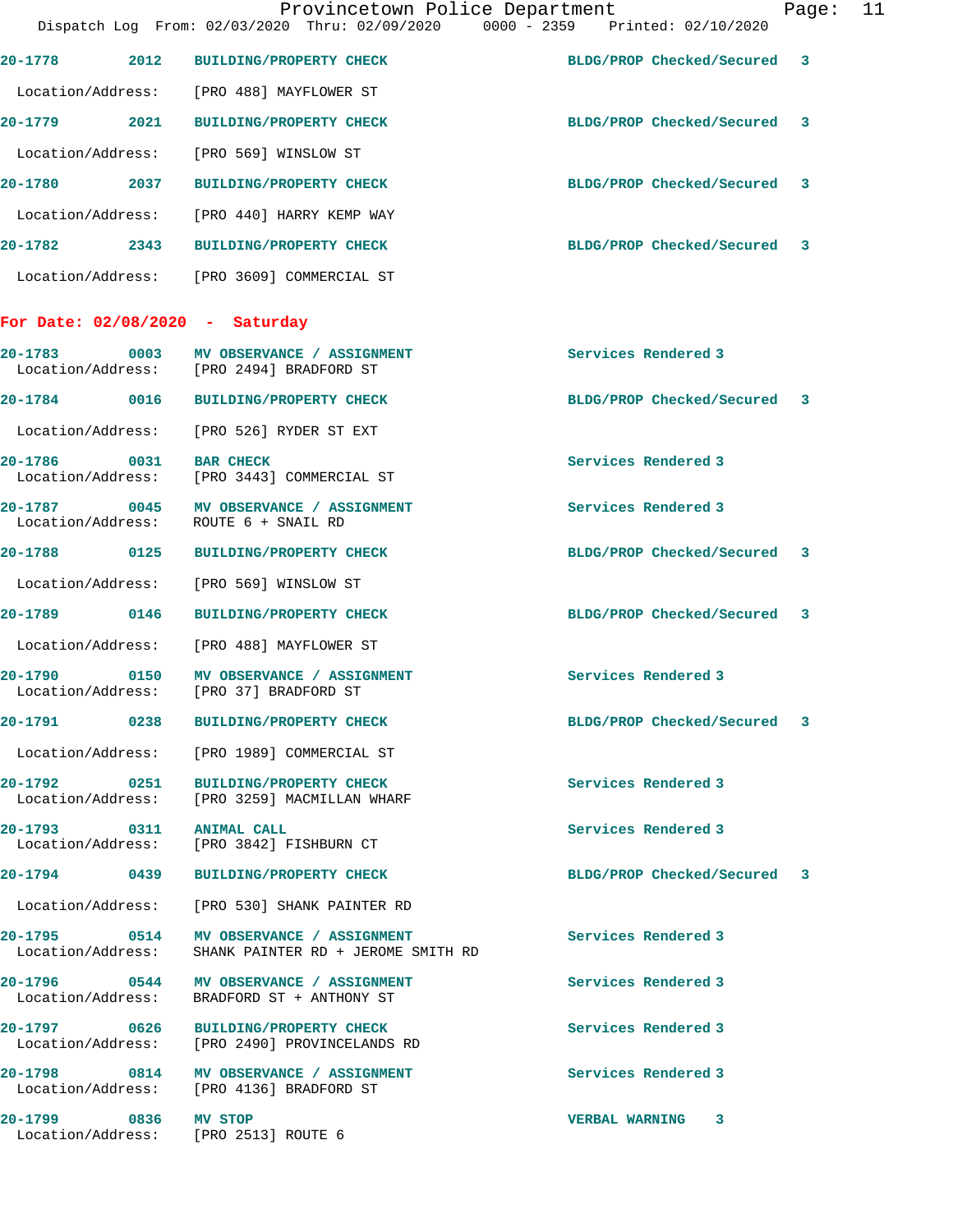| | | | | |
|---|---|---|---|---|
| 20-1778 | 2012 | BUILDING/PROPERTY CHECK | BLDG/PROP Checked/Secured | 3 |
| Location/Address: | [PRO 488] MAYFLOWER ST | | | |
| 20-1779 | 2021 | BUILDING/PROPERTY CHECK | BLDG/PROP Checked/Secured | 3 |
| Location/Address: | [PRO 569] WINSLOW ST | | | |
| 20-1780 | 2037 | BUILDING/PROPERTY CHECK | BLDG/PROP Checked/Secured | 3 |
| Location/Address: | [PRO 440] HARRY KEMP WAY | | | |
| 20-1782 | 2343 | BUILDING/PROPERTY CHECK | BLDG/PROP Checked/Secured | 3 |
| Location/Address: | [PRO 3609] COMMERCIAL ST | | | |

**For Date: 02/08/2020 - Saturday**

| | | | | |
|---|---|---|---|---|
| 20-1783 | 0003 | MV OBSERVANCE / ASSIGNMENT | Services Rendered | 3 |
| Location/Address: | [PRO 2494] BRADFORD ST | | | |
| 20-1784 | 0016 | BUILDING/PROPERTY CHECK | BLDG/PROP Checked/Secured | 3 |
| Location/Address: | [PRO 526] RYDER ST EXT | | | |
| 20-1786 | 0031 | BAR CHECK | Services Rendered | 3 |
| Location/Address: | [PRO 3443] COMMERCIAL ST | | | |
| 20-1787 | 0045 | MV OBSERVANCE / ASSIGNMENT | Services Rendered | 3 |
| Location/Address: | ROUTE 6 + SNAIL RD | | | |
| 20-1788 | 0125 | BUILDING/PROPERTY CHECK | BLDG/PROP Checked/Secured | 3 |
| Location/Address: | [PRO 569] WINSLOW ST | | | |
| 20-1789 | 0146 | BUILDING/PROPERTY CHECK | BLDG/PROP Checked/Secured | 3 |
| Location/Address: | [PRO 488] MAYFLOWER ST | | | |
| 20-1790 | 0150 | MV OBSERVANCE / ASSIGNMENT | Services Rendered | 3 |
| Location/Address: | [PRO 37] BRADFORD ST | | | |
| 20-1791 | 0238 | BUILDING/PROPERTY CHECK | BLDG/PROP Checked/Secured | 3 |
| Location/Address: | [PRO 1989] COMMERCIAL ST | | | |
| 20-1792 | 0251 | BUILDING/PROPERTY CHECK | Services Rendered | 3 |
| Location/Address: | [PRO 3259] MACMILLAN WHARF | | | |
| 20-1793 | 0311 | ANIMAL CALL | Services Rendered | 3 |
| Location/Address: | [PRO 3842] FISHBURN CT | | | |
| 20-1794 | 0439 | BUILDING/PROPERTY CHECK | BLDG/PROP Checked/Secured | 3 |
| Location/Address: | [PRO 530] SHANK PAINTER RD | | | |
| 20-1795 | 0514 | MV OBSERVANCE / ASSIGNMENT | Services Rendered | 3 |
| Location/Address: | SHANK PAINTER RD + JEROME SMITH RD | | | |
| 20-1796 | 0544 | MV OBSERVANCE / ASSIGNMENT | Services Rendered | 3 |
| Location/Address: | BRADFORD ST + ANTHONY ST | | | |
| 20-1797 | 0626 | BUILDING/PROPERTY CHECK | Services Rendered | 3 |
| Location/Address: | [PRO 2490] PROVINCELANDS RD | | | |
| 20-1798 | 0814 | MV OBSERVANCE / ASSIGNMENT | Services Rendered | 3 |
| Location/Address: | [PRO 4136] BRADFORD ST | | | |
| 20-1799 | 0836 | MV STOP | VERBAL WARNING | 3 |
| Location/Address: | [PRO 2513] ROUTE 6 | | | |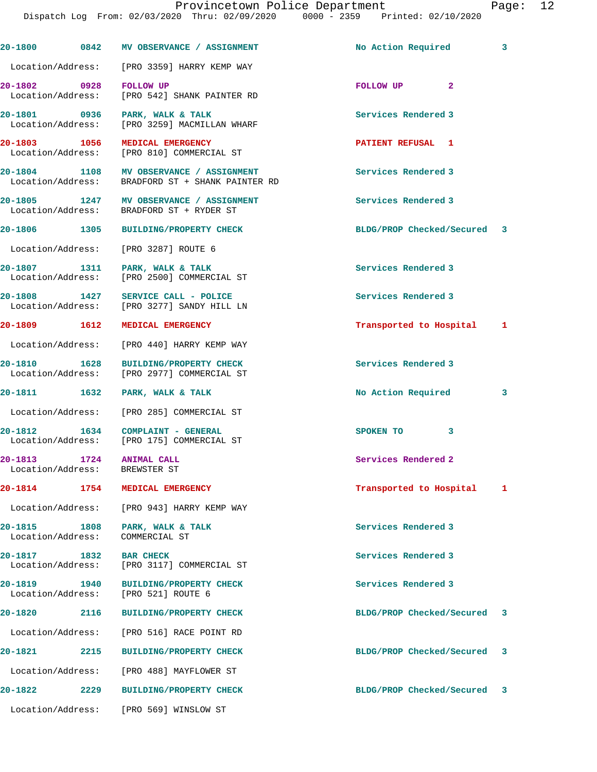| Call # | Time | Call Type | Disposition | Priority |
|---|---|---|---|---|
| 20-1800 | 0842 | MV OBSERVANCE / ASSIGNMENT | No Action Required | 3 |
| Location/Address: | | [PRO 3359] HARRY KEMP WAY | | |
| 20-1802 | 0928 | FOLLOW UP | FOLLOW UP | 2 |
| Location/Address: | | [PRO 542] SHANK PAINTER RD | | |
| 20-1801 | 0936 | PARK, WALK & TALK | Services Rendered | 3 |
| Location/Address: | | [PRO 3259] MACMILLAN WHARF | | |
| 20-1803 | 1056 | MEDICAL EMERGENCY | PATIENT REFUSAL | 1 |
| Location/Address: | | [PRO 810] COMMERCIAL ST | | |
| 20-1804 | 1108 | MV OBSERVANCE / ASSIGNMENT | Services Rendered | 3 |
| Location/Address: | | BRADFORD ST + SHANK PAINTER RD | | |
| 20-1805 | 1247 | MV OBSERVANCE / ASSIGNMENT | Services Rendered | 3 |
| Location/Address: | | BRADFORD ST + RYDER ST | | |
| 20-1806 | 1305 | BUILDING/PROPERTY CHECK | BLDG/PROP Checked/Secured | 3 |
| Location/Address: | | [PRO 3287] ROUTE 6 | | |
| 20-1807 | 1311 | PARK, WALK & TALK | Services Rendered | 3 |
| Location/Address: | | [PRO 2500] COMMERCIAL ST | | |
| 20-1808 | 1427 | SERVICE CALL - POLICE | Services Rendered | 3 |
| Location/Address: | | [PRO 3277] SANDY HILL LN | | |
| 20-1809 | 1612 | MEDICAL EMERGENCY | Transported to Hospital | 1 |
| Location/Address: | | [PRO 440] HARRY KEMP WAY | | |
| 20-1810 | 1628 | BUILDING/PROPERTY CHECK | Services Rendered | 3 |
| Location/Address: | | [PRO 2977] COMMERCIAL ST | | |
| 20-1811 | 1632 | PARK, WALK & TALK | No Action Required | 3 |
| Location/Address: | | [PRO 285] COMMERCIAL ST | | |
| 20-1812 | 1634 | COMPLAINT - GENERAL | SPOKEN TO | 3 |
| Location/Address: | | [PRO 175] COMMERCIAL ST | | |
| 20-1813 | 1724 | ANIMAL CALL | Services Rendered | 2 |
| Location/Address: | | BREWSTER ST | | |
| 20-1814 | 1754 | MEDICAL EMERGENCY | Transported to Hospital | 1 |
| Location/Address: | | [PRO 943] HARRY KEMP WAY | | |
| 20-1815 | 1808 | PARK, WALK & TALK | Services Rendered | 3 |
| Location/Address: | | COMMERCIAL ST | | |
| 20-1817 | 1832 | BAR CHECK | Services Rendered | 3 |
| Location/Address: | | [PRO 3117] COMMERCIAL ST | | |
| 20-1819 | 1940 | BUILDING/PROPERTY CHECK | Services Rendered | 3 |
| Location/Address: | | [PRO 521] ROUTE 6 | | |
| 20-1820 | 2116 | BUILDING/PROPERTY CHECK | BLDG/PROP Checked/Secured | 3 |
| Location/Address: | | [PRO 516] RACE POINT RD | | |
| 20-1821 | 2215 | BUILDING/PROPERTY CHECK | BLDG/PROP Checked/Secured | 3 |
| Location/Address: | | [PRO 488] MAYFLOWER ST | | |
| 20-1822 | 2229 | BUILDING/PROPERTY CHECK | BLDG/PROP Checked/Secured | 3 |
| Location/Address: | | [PRO 569] WINSLOW ST | | |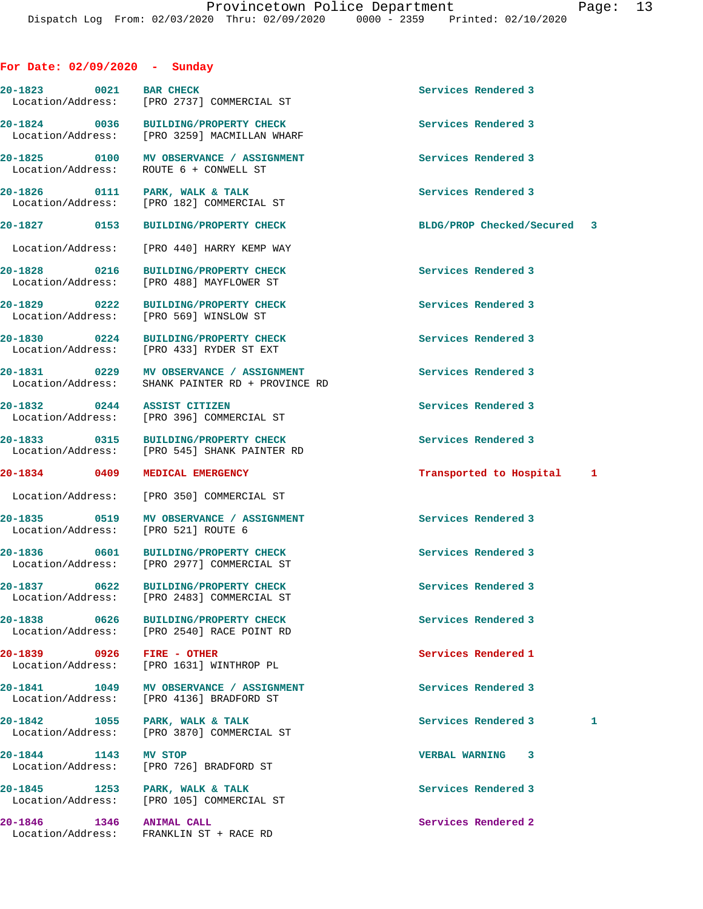## For Date: 02/09/2020 - Sunday

| Call Number | Time | Call Reason | Action | Priority |
|---|---|---|---|---|
| 20-1823 | 0021 | BAR CHECK<br>Location/Address: [PRO 2737] COMMERCIAL ST | Services Rendered | 3 |
| 20-1824 | 0036 | BUILDING/PROPERTY CHECK<br>Location/Address: [PRO 3259] MACMILLAN WHARF | Services Rendered | 3 |
| 20-1825 | 0100 | MV OBSERVANCE / ASSIGNMENT<br>Location/Address: ROUTE 6 + CONWELL ST | Services Rendered | 3 |
| 20-1826 | 0111 | PARK, WALK & TALK<br>Location/Address: [PRO 182] COMMERCIAL ST | Services Rendered | 3 |
| 20-1827 | 0153 | BUILDING/PROPERTY CHECK<br>Location/Address: [PRO 440] HARRY KEMP WAY | BLDG/PROP Checked/Secured | 3 |
| 20-1828 | 0216 | BUILDING/PROPERTY CHECK<br>Location/Address: [PRO 488] MAYFLOWER ST | Services Rendered | 3 |
| 20-1829 | 0222 | BUILDING/PROPERTY CHECK<br>Location/Address: [PRO 569] WINSLOW ST | Services Rendered | 3 |
| 20-1830 | 0224 | BUILDING/PROPERTY CHECK<br>Location/Address: [PRO 433] RYDER ST EXT | Services Rendered | 3 |
| 20-1831 | 0229 | MV OBSERVANCE / ASSIGNMENT<br>Location/Address: SHANK PAINTER RD + PROVINCE RD | Services Rendered | 3 |
| 20-1832 | 0244 | ASSIST CITIZEN<br>Location/Address: [PRO 396] COMMERCIAL ST | Services Rendered | 3 |
| 20-1833 | 0315 | BUILDING/PROPERTY CHECK<br>Location/Address: [PRO 545] SHANK PAINTER RD | Services Rendered | 3 |
| 20-1834 | 0409 | MEDICAL EMERGENCY<br>Location/Address: [PRO 350] COMMERCIAL ST | Transported to Hospital | 1 |
| 20-1835 | 0519 | MV OBSERVANCE / ASSIGNMENT<br>Location/Address: [PRO 521] ROUTE 6 | Services Rendered | 3 |
| 20-1836 | 0601 | BUILDING/PROPERTY CHECK<br>Location/Address: [PRO 2977] COMMERCIAL ST | Services Rendered | 3 |
| 20-1837 | 0622 | BUILDING/PROPERTY CHECK<br>Location/Address: [PRO 2483] COMMERCIAL ST | Services Rendered | 3 |
| 20-1838 | 0626 | BUILDING/PROPERTY CHECK<br>Location/Address: [PRO 2540] RACE POINT RD | Services Rendered | 3 |
| 20-1839 | 0926 | FIRE - OTHER<br>Location/Address: [PRO 1631] WINTHROP PL | Services Rendered | 1 |
| 20-1841 | 1049 | MV OBSERVANCE / ASSIGNMENT<br>Location/Address: [PRO 4136] BRADFORD ST | Services Rendered | 3 |
| 20-1842 | 1055 | PARK, WALK & TALK<br>Location/Address: [PRO 3870] COMMERCIAL ST | Services Rendered | 3 1 |
| 20-1844 | 1143 | MV STOP<br>Location/Address: [PRO 726] BRADFORD ST | VERBAL WARNING | 3 |
| 20-1845 | 1253 | PARK, WALK & TALK<br>Location/Address: [PRO 105] COMMERCIAL ST | Services Rendered | 3 |
| 20-1846 | 1346 | ANIMAL CALL<br>Location/Address: FRANKLIN ST + RACE RD | Services Rendered | 2 |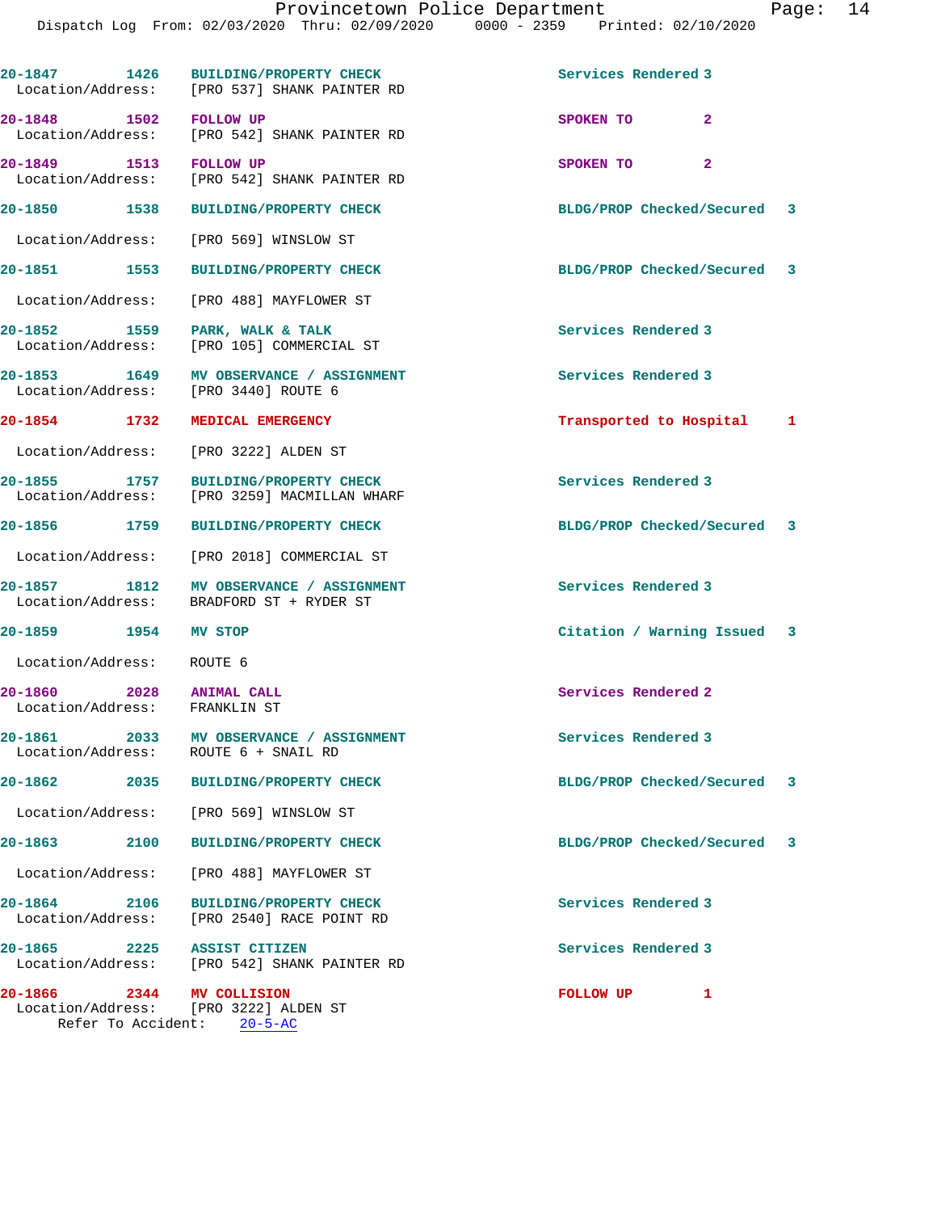20-1847 1426 BUILDING/PROPERTY CHECK Services Rendered 3
Location/Address: [PRO 537] SHANK PAINTER RD

20-1848 1502 FOLLOW UP SPOKEN TO 2
Location/Address: [PRO 542] SHANK PAINTER RD

20-1849 1513 FOLLOW UP SPOKEN TO 2
Location/Address: [PRO 542] SHANK PAINTER RD

20-1850 1538 BUILDING/PROPERTY CHECK BLDG/PROP Checked/Secured 3
Location/Address: [PRO 569] WINSLOW ST

20-1851 1553 BUILDING/PROPERTY CHECK BLDG/PROP Checked/Secured 3
Location/Address: [PRO 488] MAYFLOWER ST

20-1852 1559 PARK, WALK & TALK Services Rendered 3
Location/Address: [PRO 105] COMMERCIAL ST

20-1853 1649 MV OBSERVANCE / ASSIGNMENT Services Rendered 3
Location/Address: [PRO 3440] ROUTE 6

20-1854 1732 MEDICAL EMERGENCY Transported to Hospital 1
Location/Address: [PRO 3222] ALDEN ST

20-1855 1757 BUILDING/PROPERTY CHECK Services Rendered 3
Location/Address: [PRO 3259] MACMILLAN WHARF

20-1856 1759 BUILDING/PROPERTY CHECK BLDG/PROP Checked/Secured 3
Location/Address: [PRO 2018] COMMERCIAL ST

20-1857 1812 MV OBSERVANCE / ASSIGNMENT Services Rendered 3
Location/Address: BRADFORD ST + RYDER ST

20-1859 1954 MV STOP Citation / Warning Issued 3
Location/Address: ROUTE 6

20-1860 2028 ANIMAL CALL Services Rendered 2
Location/Address: FRANKLIN ST

20-1861 2033 MV OBSERVANCE / ASSIGNMENT Services Rendered 3
Location/Address: ROUTE 6 + SNAIL RD

20-1862 2035 BUILDING/PROPERTY CHECK BLDG/PROP Checked/Secured 3
Location/Address: [PRO 569] WINSLOW ST

20-1863 2100 BUILDING/PROPERTY CHECK BLDG/PROP Checked/Secured 3
Location/Address: [PRO 488] MAYFLOWER ST

20-1864 2106 BUILDING/PROPERTY CHECK Services Rendered 3
Location/Address: [PRO 2540] RACE POINT RD

20-1865 2225 ASSIST CITIZEN Services Rendered 3
Location/Address: [PRO 542] SHANK PAINTER RD

20-1866 2344 MV COLLISION FOLLOW UP 1
Location/Address: [PRO 3222] ALDEN ST
Refer To Accident: 20-5-AC